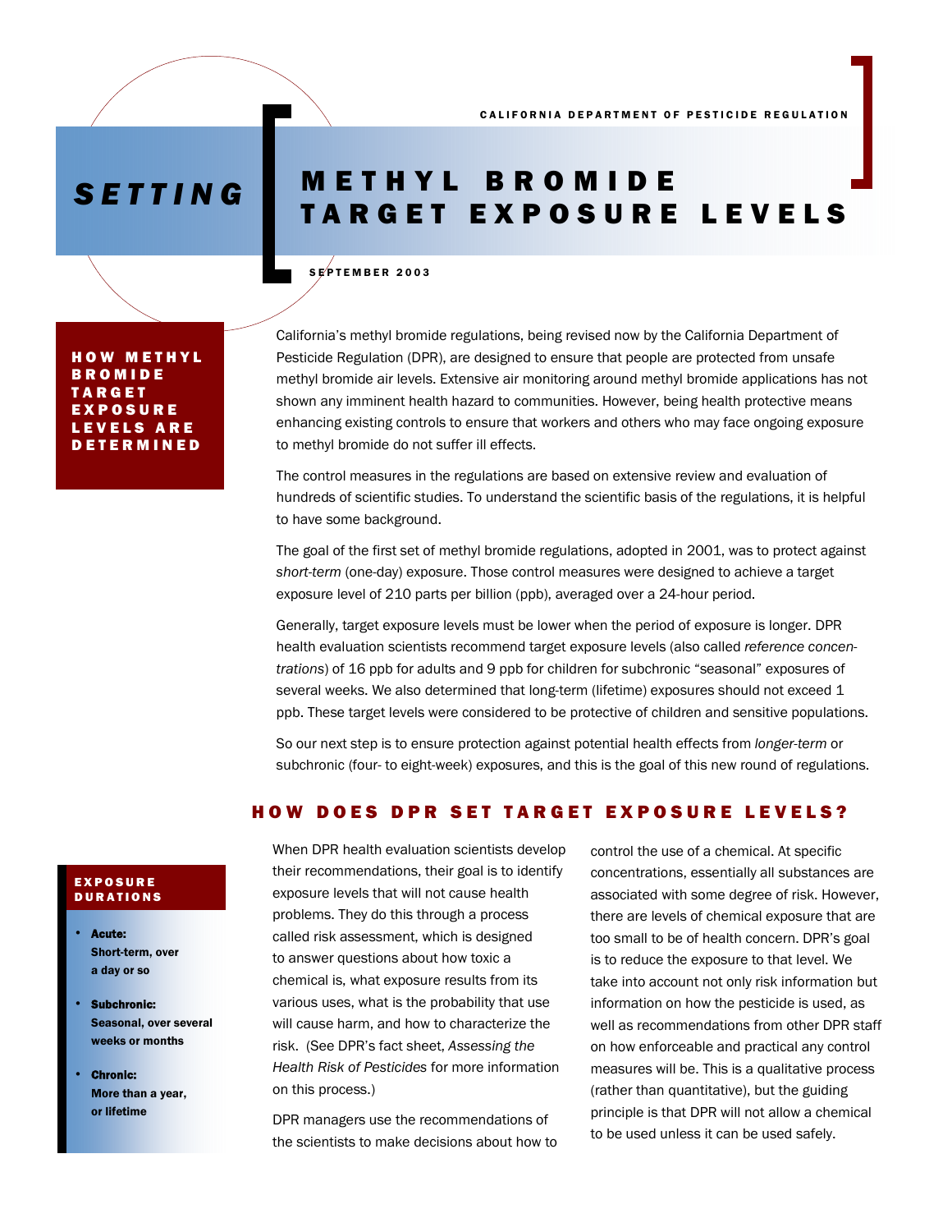CALIFORNIA DEPARTMENT OF PESTICIDE REGULATION

# SETTING METHYL BROMIDE TARGET EXPOSURE LEVELS

SEPTEMBER 2003

## HOW METHYL BROMIDE TARGET EXPOSURE LEVELS ARE DETERMINED

California's methyl bromide regulations, being revised now by the California Department of Pesticide Regulation (DPR), are designed to ensure that people are protected from unsafe methyl bromide air levels. Extensive air monitoring around methyl bromide applications has not shown any imminent health hazard to communities. However, being health protective means enhancing existing controls to ensure that workers and others who may face ongoing exposure to methyl bromide do not suffer ill effects.

The control measures in the regulations are based on extensive review and evaluation of hundreds of scientific studies. To understand the scientific basis of the regulations, it is helpful to have some background.

The goal of the first set of methyl bromide regulations, adopted in 2001, was to protect against *short-term* (one-day) exposure. Those control measures were designed to achieve a target exposure level of 210 parts per billion (ppb), averaged over a 24-hour period.

Generally, target exposure levels must be lower when the period of exposure is longer. DPR health evaluation scientists recommend target exposure levels (also called *reference concentrations*) of 16 ppb for adults and 9 ppb for children for subchronic "seasonal" exposures of several weeks. We also determined that long-term (lifetime) exposures should not exceed 1 ppb. These target levels were considered to be protective of children and sensitive populations.

So our next step is to ensure protection against potential health effects from *longer-term* or subchronic (four- to eight-week) exposures, and this is the goal of this new round of regulations.

## HOW DOES DPR SET TARGET EXPOSURE LEVELS?

When DPR health evaluation scientists develop their recommendations, their goal is to identify exposure levels that will not cause health problems. They do this through a process called risk assessment, which is designed to answer questions about how toxic a chemical is, what exposure results from its various uses, what is the probability that use will cause harm, and how to characterize the risk. (See DPR's fact sheet, *Assessing the Health Risk of Pesticides* for more information on this process.)

DPR managers use the recommendations of the scientists to make decisions about how to control the use of a chemical. At specific concentrations, essentially all substances are associated with some degree of risk. However, there are levels of chemical exposure that are too small to be of health concern. DPR's goal is to reduce the exposure to that level. We take into account not only risk information but information on how the pesticide is used, as well as recommendations from other DPR staff on how enforceable and practical any control measures will be. This is a qualitative process (rather than quantitative), but the guiding principle is that DPR will not allow a chemical to be used unless it can be used safely.

### EXPOSURE DURATIONS

- **Acute:** Short-term, over a day or so
- **Subchronic:** Seasonal, over several weeks or months
- **Chronic:** More than a year, or lifetime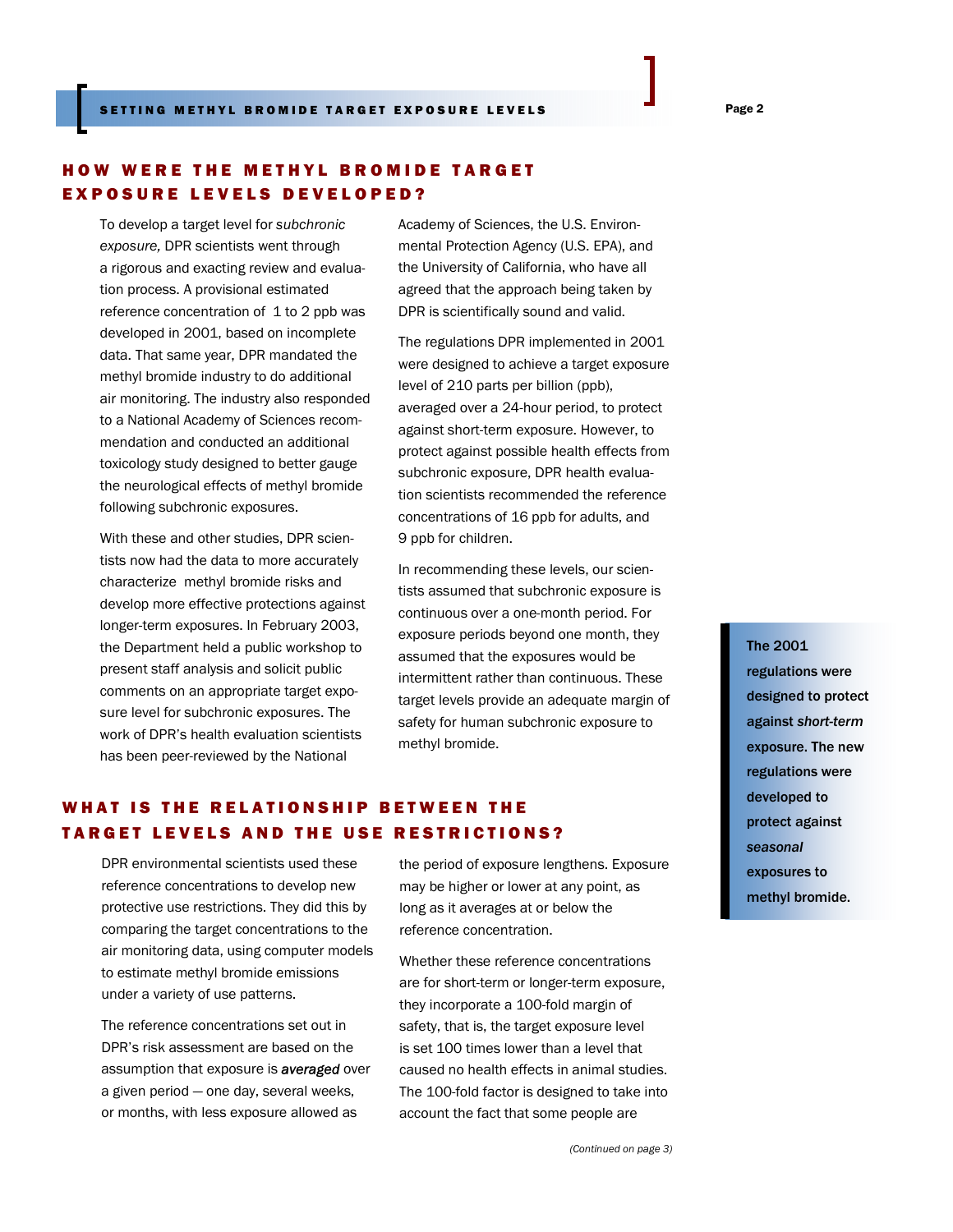## HOW WERE THE METHYL BROMIDE TARGET EXPOSURE LEVELS DEVELOPED?

To develop a target level for *subchronic exposure,* DPR scientists went through a rigorous and exacting review and evaluation process. A provisional estimated reference concentration of 1 to 2 ppb was developed in 2001, based on incomplete data. That same year, DPR mandated the methyl bromide industry to do additional air monitoring. The industry also responded to a National Academy of Sciences recommendation and conducted an additional toxicology study designed to better gauge the neurological effects of methyl bromide following subchronic exposures.

With these and other studies, DPR scientists now had the data to more accurately characterize methyl bromide risks and develop more effective protections against longer-term exposures. In February 2003, the Department held a public workshop to present staff analysis and solicit public comments on an appropriate target exposure level for subchronic exposures. The work of DPR's health evaluation scientists has been peer-reviewed by the National Academy of Sciences, the U.S. Environmental Protection Agency (U.S. EPA), and the University of California, who have all agreed that the approach being taken by DPR is scientifically sound and valid.

The regulations DPR implemented in 2001 were designed to achieve a target exposure level of 210 parts per billion (ppb), averaged over a 24-hour period, to protect against short-term exposure. However, to protect against possible health effects from subchronic exposure, DPR health evaluation scientists recommended the reference concentrations of 16 ppb for adults, and 9 ppb for children.

In recommending these levels, our scientists assumed that subchronic exposure is continuous over a one-month period. For exposure periods beyond one month, they assumed that the exposures would be intermittent rather than continuous. These target levels provide an adequate margin of safety for human subchronic exposure to methyl bromide.

**The 2001 regulations were designed to protect against *short-term* exposure. The new regulations were developed to protect against *seasonal* exposures to methyl bromide.**

## WHAT IS THE RELATIONSHIP BETWEEN THE TARGET LEVELS AND THE USE RESTRICTIONS?

DPR environmental scientists used these reference concentrations to develop new protective use restrictions. They did this by comparing the target concentrations to the air monitoring data, using computer models to estimate methyl bromide emissions under a variety of use patterns.

The reference concentrations set out in DPR's risk assessment are based on the assumption that exposure is ***averaged*** over a given period — one day, several weeks, or months, with less exposure allowed as the period of exposure lengthens. Exposure may be higher or lower at any point, as long as it averages at or below the reference concentration.

Whether these reference concentrations are for short-term or longer-term exposure, they incorporate a 100-fold margin of safety, that is, the target exposure level is set 100 times lower than a level that caused no health effects in animal studies. The 100-fold factor is designed to take into account the fact that some people are

*(Continued on page 3)*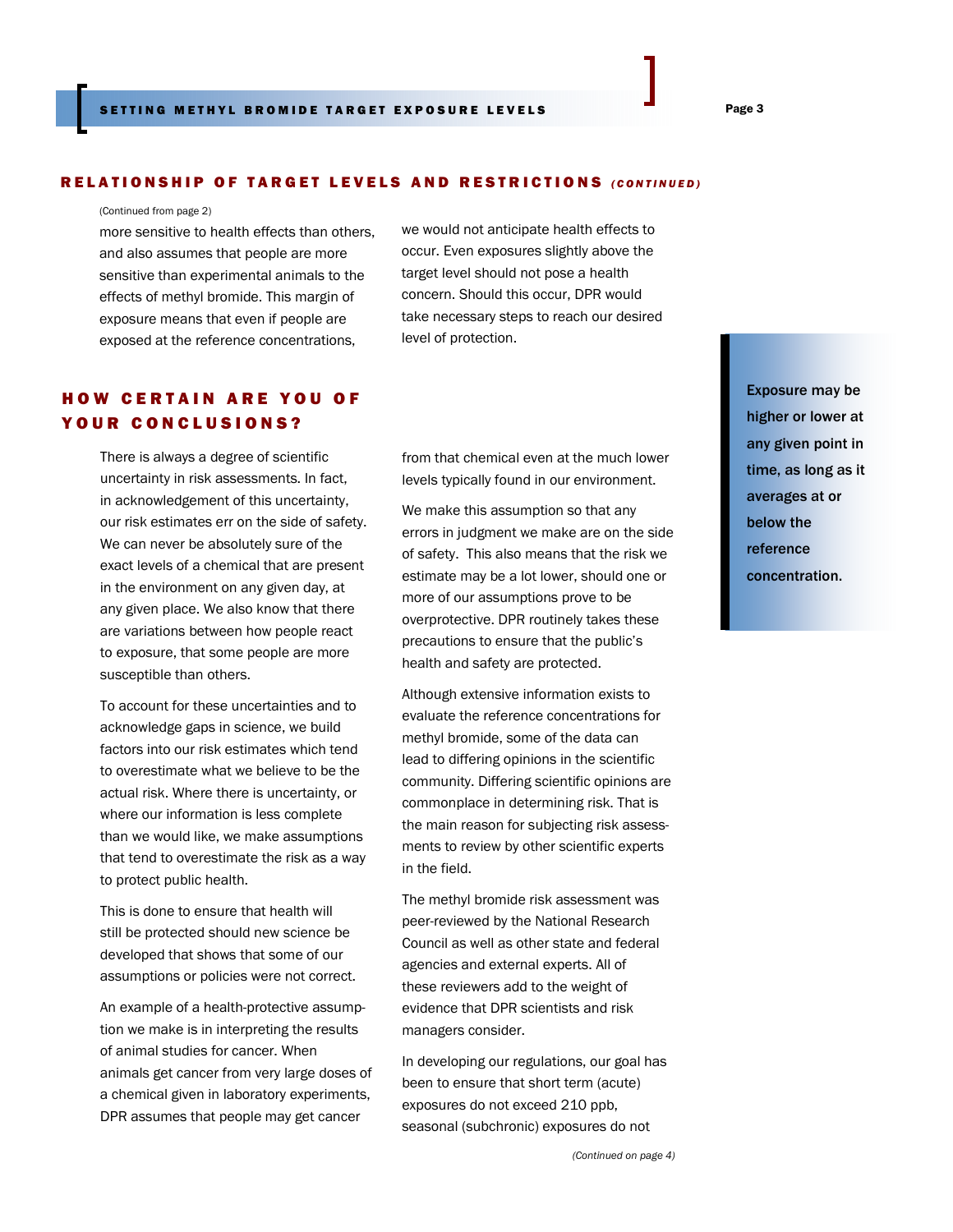## RELATIONSHIP OF TARGET LEVELS AND RESTRICTIONS *(CONTINUED)*

(Continued from page 2)

more sensitive to health effects than others, and also assumes that people are more sensitive than experimental animals to the effects of methyl bromide. This margin of exposure means that even if people are exposed at the reference concentrations, we would not anticipate health effects to occur. Even exposures slightly above the target level should not pose a health concern. Should this occur, DPR would take necessary steps to reach our desired level of protection.

## HOW CERTAIN ARE YOU OF YOUR CONCLUSIONS?

There is always a degree of scientific uncertainty in risk assessments. In fact, in acknowledgement of this uncertainty, our risk estimates err on the side of safety. We can never be absolutely sure of the exact levels of a chemical that are present in the environment on any given day, at any given place. We also know that there are variations between how people react to exposure, that some people are more susceptible than others.

To account for these uncertainties and to acknowledge gaps in science, we build factors into our risk estimates which tend to overestimate what we believe to be the actual risk. Where there is uncertainty, or where our information is less complete than we would like, we make assumptions that tend to overestimate the risk as a way to protect public health.

This is done to ensure that health will still be protected should new science be developed that shows that some of our assumptions or policies were not correct.

An example of a health-protective assumption we make is in interpreting the results of animal studies for cancer. When animals get cancer from very large doses of a chemical given in laboratory experiments, DPR assumes that people may get cancer from that chemical even at the much lower levels typically found in our environment.

We make this assumption so that any errors in judgment we make are on the side of safety. This also means that the risk we estimate may be a lot lower, should one or more of our assumptions prove to be overprotective. DPR routinely takes these precautions to ensure that the public's health and safety are protected.

Although extensive information exists to evaluate the reference concentrations for methyl bromide, some of the data can lead to differing opinions in the scientific community. Differing scientific opinions are commonplace in determining risk. That is the main reason for subjecting risk assessments to review by other scientific experts in the field.

The methyl bromide risk assessment was peer-reviewed by the National Research Council as well as other state and federal agencies and external experts. All of these reviewers add to the weight of evidence that DPR scientists and risk managers consider.

In developing our regulations, our goal has been to ensure that short term (acute) exposures do not exceed 210 ppb, seasonal (subchronic) exposures do not

*(Continued on page 4)*

**Exposure may be higher or lower at any given point in time, as long as it averages at or below the reference concentration.**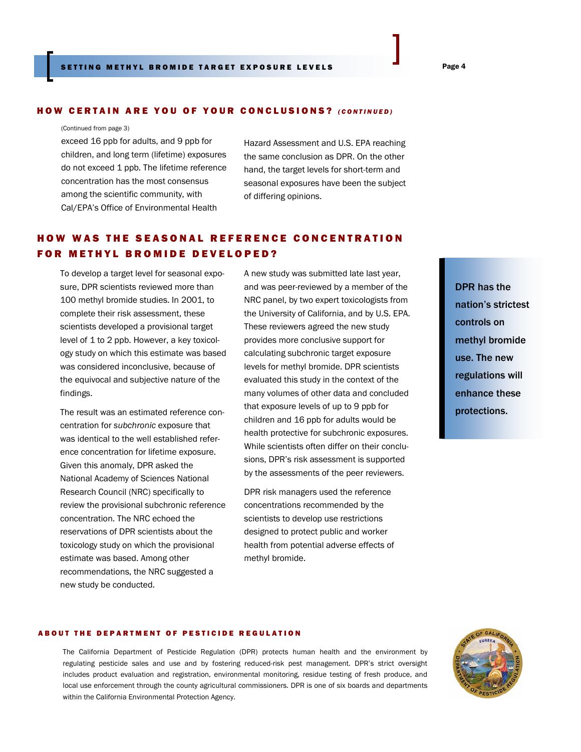## HOW CERTAIN ARE YOU OF YOUR CONCLUSIONS? *(CONTINUED)*

(Continued from page 3)

exceed 16 ppb for adults, and 9 ppb for children, and long term (lifetime) exposures do not exceed 1 ppb. The lifetime reference concentration has the most consensus among the scientific community, with Cal/EPA's Office of Environmental Health Hazard Assessment and U.S. EPA reaching the same conclusion as DPR. On the other hand, the target levels for short-term and seasonal exposures have been the subject of differing opinions.

## HOW WAS THE SEASONAL REFERENCE CONCENTRATION FOR METHYL BROMIDE DEVELOPED?

To develop a target level for seasonal exposure, DPR scientists reviewed more than 100 methyl bromide studies. In 2001, to complete their risk assessment, these scientists developed a provisional target level of 1 to 2 ppb. However, a key toxicology study on which this estimate was based was considered inconclusive, because of the equivocal and subjective nature of the findings.

The result was an estimated reference concentration for *subchronic* exposure that was identical to the well established reference concentration for lifetime exposure. Given this anomaly, DPR asked the National Academy of Sciences National Research Council (NRC) specifically to review the provisional subchronic reference concentration. The NRC echoed the reservations of DPR scientists about the toxicology study on which the provisional estimate was based. Among other recommendations, the NRC suggested a new study be conducted.

A new study was submitted late last year, and was peer-reviewed by a member of the NRC panel, by two expert toxicologists from the University of California, and by U.S. EPA. These reviewers agreed the new study provides more conclusive support for calculating subchronic target exposure levels for methyl bromide. DPR scientists evaluated this study in the context of the many volumes of other data and concluded that exposure levels of up to 9 ppb for children and 16 ppb for adults would be health protective for subchronic exposures. While scientists often differ on their conclusions, DPR's risk assessment is supported by the assessments of the peer reviewers.

DPR risk managers used the reference concentrations recommended by the scientists to develop use restrictions designed to protect public and worker health from potential adverse effects of methyl bromide.

**DPR has the nation's strictest controls on methyl bromide use. The new regulations will enhance these protections.**

## ABOUT THE DEPARTMENT OF PESTICIDE REGULATION

The California Department of Pesticide Regulation (DPR) protects human health and the environment by regulating pesticide sales and use and by fostering reduced-risk pest management. DPR's strict oversight includes product evaluation and registration, environmental monitoring, residue testing of fresh produce, and local use enforcement through the county agricultural commissioners. DPR is one of six boards and departments within the California Environmental Protection Agency.